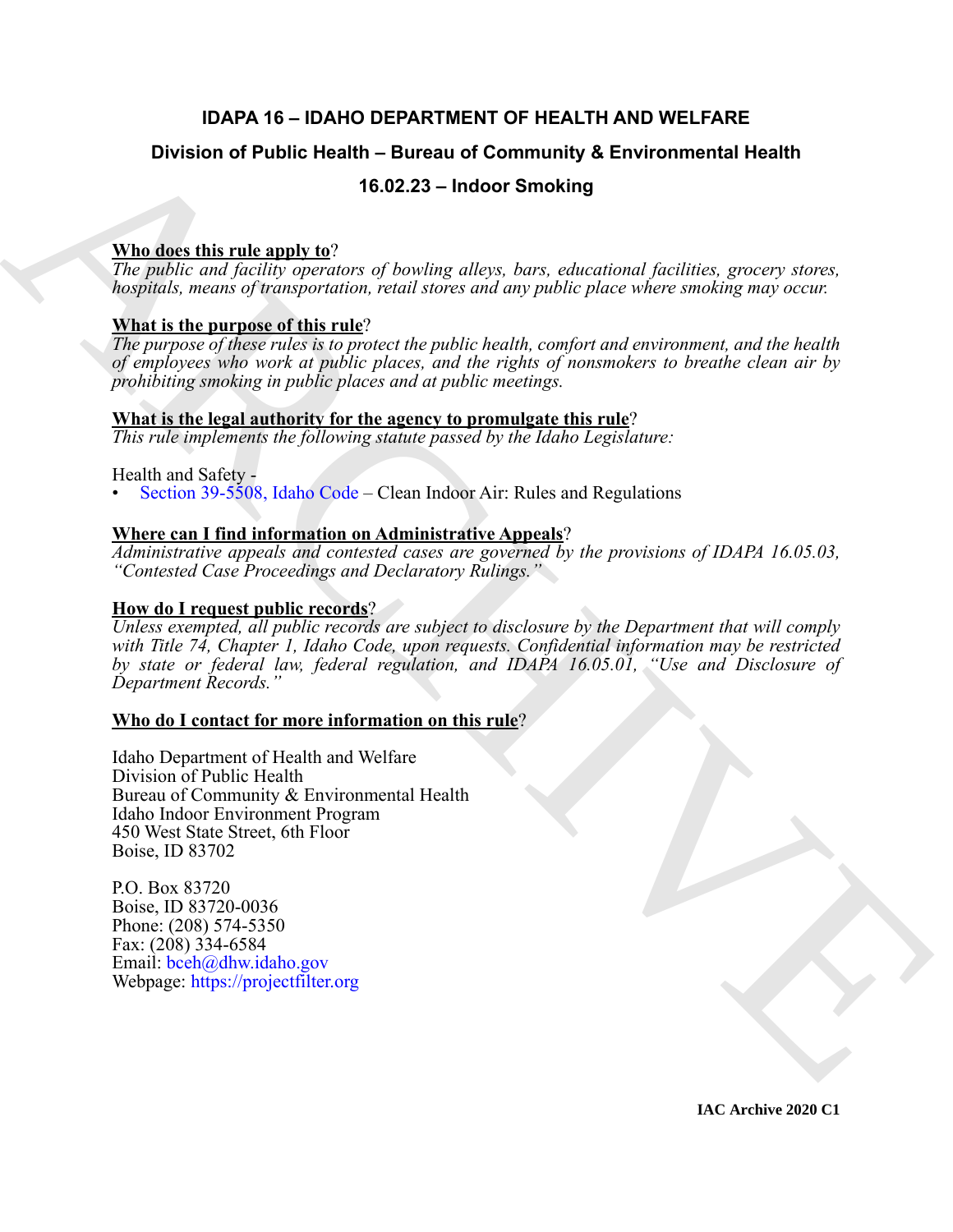# IDAPA 16 – IDAHO DEPARTMENT OF HEALTH AND WELFARE

## Division of Public Health – Bureau of Community & Environmental Health

## 16.02.23 – Indoor Smoking

**Who does this rule apply to**?

*The public and facility operators of bowling alleys, bars, educational facilities, grocery stores, hospitals, means of transportation, retail stores and any public place where smoking may occur.*

**What is the purpose of this rule**?

*The purpose of these rules is to protect the public health, comfort and environment, and the health of employees who work at public places, and the rights of nonsmokers to breathe clean air by prohibiting smoking in public places and at public meetings.*

**What is the legal authority for the agency to promulgate this rule**?

*This rule implements the following statute passed by the Idaho Legislature:*

Health and Safety -

- Section 39-5508, Idaho Code – Clean Indoor Air: Rules and Regulations

**Where can I find information on Administrative Appeals**?

*Administrative appeals and contested cases are governed by the provisions of IDAPA 16.05.03, "Contested Case Proceedings and Declaratory Rulings."*

**How do I request public records**?

*Unless exempted, all public records are subject to disclosure by the Department that will comply with Title 74, Chapter 1, Idaho Code, upon requests. Confidential information may be restricted by state or federal law, federal regulation, and IDAPA 16.05.01, "Use and Disclosure of Department Records."*

**Who do I contact for more information on this rule**?

Idaho Department of Health and Welfare
Division of Public Health
Bureau of Community & Environmental Health
Idaho Indoor Environment Program
450 West State Street, 6th Floor
Boise, ID 83702

P.O. Box 83720
Boise, ID 83720-0036
Phone: (208) 574-5350
Fax: (208) 334-6584
Email: bceh@dhw.idaho.gov
Webpage: https://projectfilter.org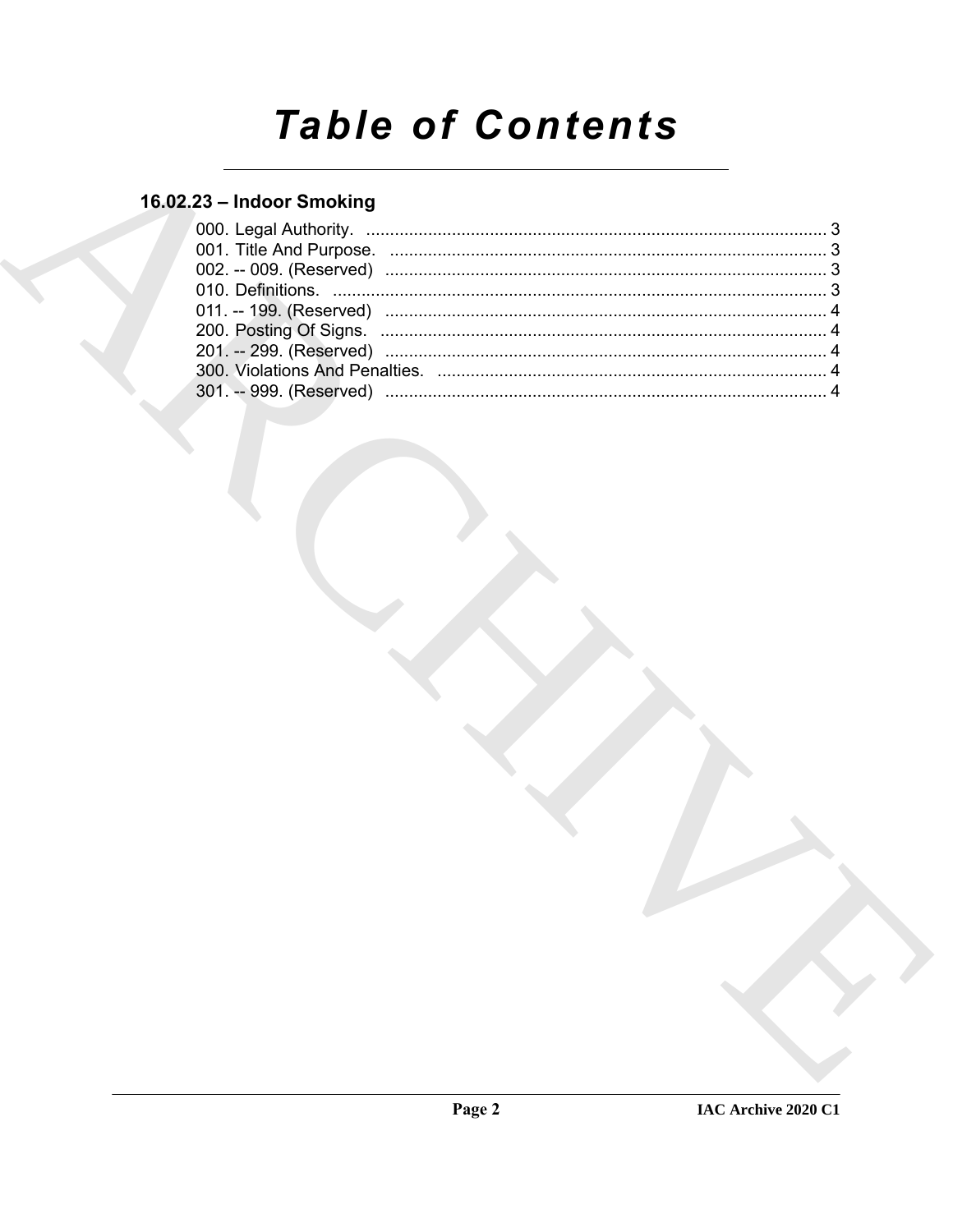# Table of Contents

## 16.02.23 – Indoor Smoking

000. Legal Authority. ........................................................................................ 3
001. Title And Purpose. ...................................................................................... 3
002. -- 009. (Reserved) ...................................................................................... 3
010. Definitions. ................................................................................................ 3
011. -- 199. (Reserved) ...................................................................................... 4
200. Posting Of Signs. ........................................................................................ 4
201. -- 299. (Reserved) ...................................................................................... 4
300. Violations And Penalties. ............................................................................ 4
301. -- 999. (Reserved) ...................................................................................... 4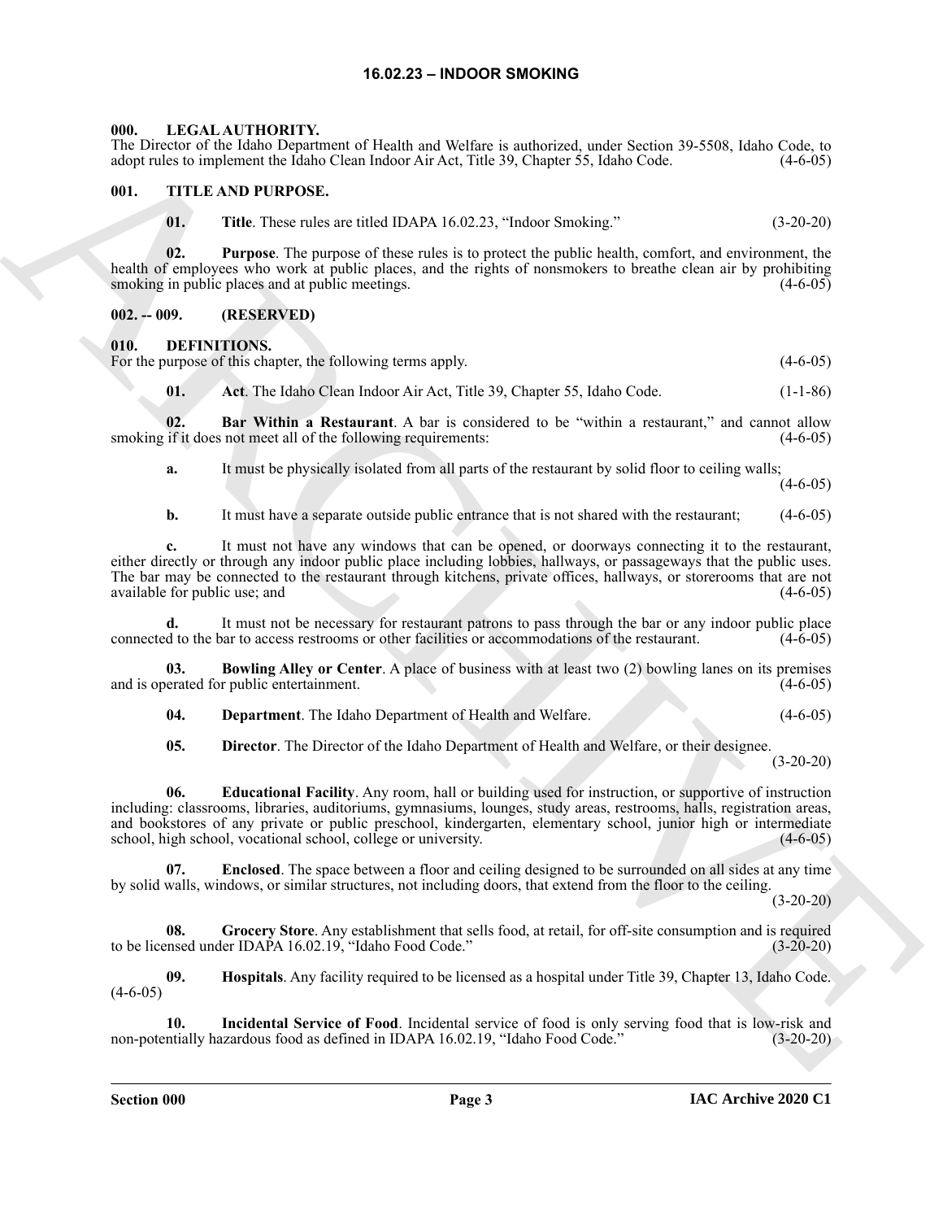# 16.02.23 – INDOOR SMOKING

**000. LEGAL AUTHORITY.**

The Director of the Idaho Department of Health and Welfare is authorized, under Section 39-5508, Idaho Code, to adopt rules to implement the Idaho Clean Indoor Air Act, Title 39, Chapter 55, Idaho Code. (4-6-05)

**001. TITLE AND PURPOSE.**

**01. Title**. These rules are titled IDAPA 16.02.23, "Indoor Smoking." (3-20-20)

**02. Purpose**. The purpose of these rules is to protect the public health, comfort, and environment, the health of employees who work at public places, and the rights of nonsmokers to breathe clean air by prohibiting smoking in public places and at public meetings. (4-6-05)

**002. -- 009. (RESERVED)**

**010. DEFINITIONS.**

For the purpose of this chapter, the following terms apply. (4-6-05)

**01. Act**. The Idaho Clean Indoor Air Act, Title 39, Chapter 55, Idaho Code. (1-1-86)

**02. Bar Within a Restaurant**. A bar is considered to be "within a restaurant," and cannot allow smoking if it does not meet all of the following requirements: (4-6-05)

**a.** It must be physically isolated from all parts of the restaurant by solid floor to ceiling walls; (4-6-05)

**b.** It must have a separate outside public entrance that is not shared with the restaurant; (4-6-05)

**c.** It must not have any windows that can be opened, or doorways connecting it to the restaurant, either directly or through any indoor public place including lobbies, hallways, or passageways that the public uses. The bar may be connected to the restaurant through kitchens, private offices, hallways, or storerooms that are not available for public use; and (4-6-05)

**d.** It must not be necessary for restaurant patrons to pass through the bar or any indoor public place connected to the bar to access restrooms or other facilities or accommodations of the restaurant. (4-6-05)

**03. Bowling Alley or Center**. A place of business with at least two (2) bowling lanes on its premises and is operated for public entertainment. (4-6-05)

**04. Department**. The Idaho Department of Health and Welfare. (4-6-05)

**05. Director**. The Director of the Idaho Department of Health and Welfare, or their designee. (3-20-20)

**06. Educational Facility**. Any room, hall or building used for instruction, or supportive of instruction including: classrooms, libraries, auditoriums, gymnasiums, lounges, study areas, restrooms, halls, registration areas, and bookstores of any private or public preschool, kindergarten, elementary school, junior high or intermediate school, high school, vocational school, college or university. (4-6-05)

**07. Enclosed**. The space between a floor and ceiling designed to be surrounded on all sides at any time by solid walls, windows, or similar structures, not including doors, that extend from the floor to the ceiling. (3-20-20)

**08. Grocery Store**. Any establishment that sells food, at retail, for off-site consumption and is required to be licensed under IDAPA 16.02.19, "Idaho Food Code." (3-20-20)

**09. Hospitals**. Any facility required to be licensed as a hospital under Title 39, Chapter 13, Idaho Code. (4-6-05)

**10. Incidental Service of Food**. Incidental service of food is only serving food that is low-risk and non-potentially hazardous food as defined in IDAPA 16.02.19, "Idaho Food Code." (3-20-20)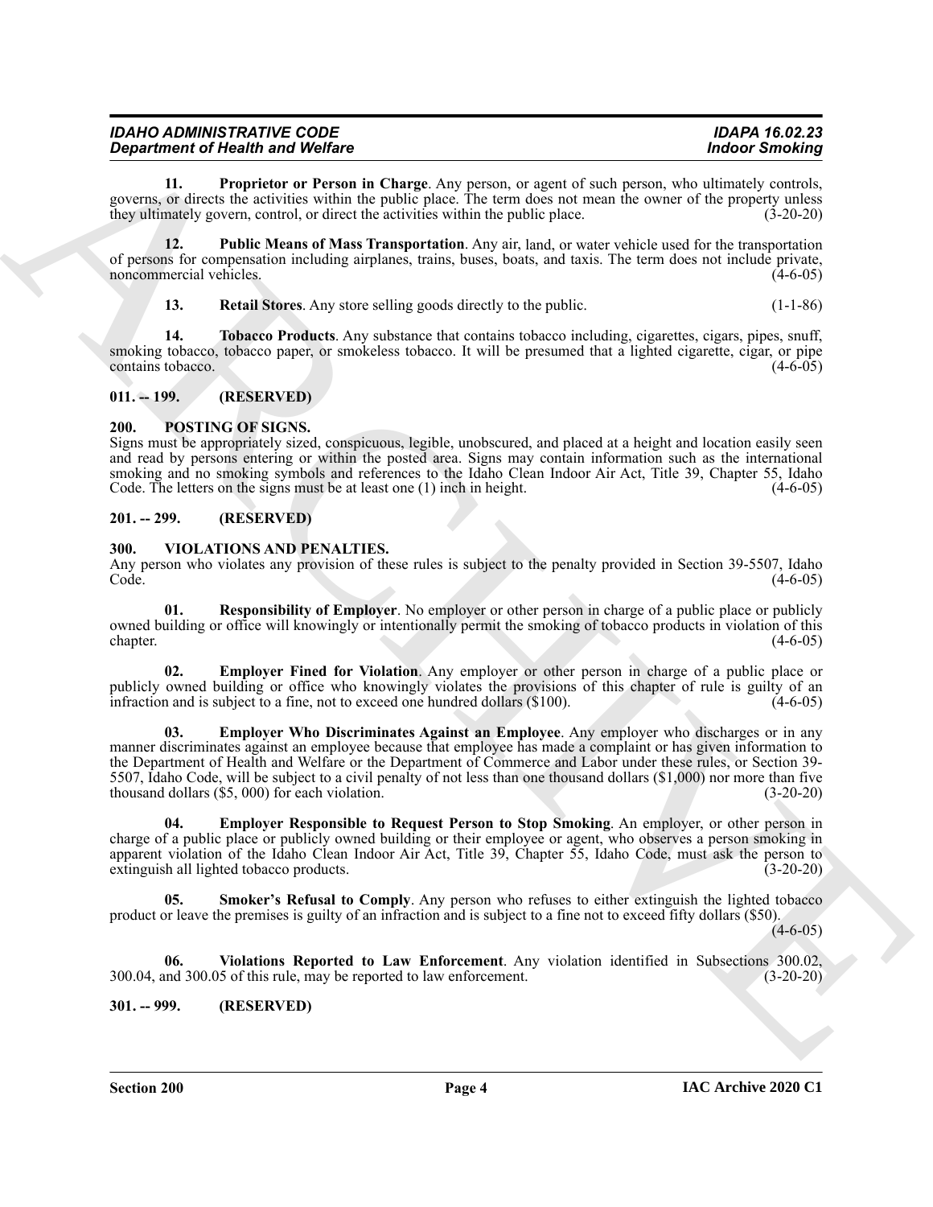**11. Proprietor or Person in Charge**. Any person, or agent of such person, who ultimately controls, governs, or directs the activities within the public place. The term does not mean the owner of the property unless they ultimately govern, control, or direct the activities within the public place. (3-20-20)

**12. Public Means of Mass Transportation**. Any air, land, or water vehicle used for the transportation of persons for compensation including airplanes, trains, buses, boats, and taxis. The term does not include private, noncommercial vehicles. (4-6-05)

**13. Retail Stores**. Any store selling goods directly to the public. (1-1-86)

**14. Tobacco Products**. Any substance that contains tobacco including, cigarettes, cigars, pipes, snuff, smoking tobacco, tobacco paper, or smokeless tobacco. It will be presumed that a lighted cigarette, cigar, or pipe contains tobacco. (4-6-05)

## 011. -- 199. (RESERVED)

## 200. POSTING OF SIGNS.

Signs must be appropriately sized, conspicuous, legible, unobscured, and placed at a height and location easily seen and read by persons entering or within the posted area. Signs may contain information such as the international smoking and no smoking symbols and references to the Idaho Clean Indoor Air Act, Title 39, Chapter 55, Idaho Code. The letters on the signs must be at least one (1) inch in height. (4-6-05)

## 201. -- 299. (RESERVED)

## 300. VIOLATIONS AND PENALTIES.

Any person who violates any provision of these rules is subject to the penalty provided in Section 39-5507, Idaho Code. (4-6-05)

**01. Responsibility of Employer**. No employer or other person in charge of a public place or publicly owned building or office will knowingly or intentionally permit the smoking of tobacco products in violation of this chapter. (4-6-05)

**02. Employer Fined for Violation**. Any employer or other person in charge of a public place or publicly owned building or office who knowingly violates the provisions of this chapter of rule is guilty of an infraction and is subject to a fine, not to exceed one hundred dollars ($100). (4-6-05)

**03. Employer Who Discriminates Against an Employee**. Any employer who discharges or in any manner discriminates against an employee because that employee has made a complaint or has given information to the Department of Health and Welfare or the Department of Commerce and Labor under these rules, or Section 39-5507, Idaho Code, will be subject to a civil penalty of not less than one thousand dollars ($1,000) nor more than five thousand dollars ($5, 000) for each violation. (3-20-20)

**04. Employer Responsible to Request Person to Stop Smoking**. An employer, or other person in charge of a public place or publicly owned building or their employee or agent, who observes a person smoking in apparent violation of the Idaho Clean Indoor Air Act, Title 39, Chapter 55, Idaho Code, must ask the person to extinguish all lighted tobacco products. (3-20-20)

**05. Smoker's Refusal to Comply**. Any person who refuses to either extinguish the lighted tobacco product or leave the premises is guilty of an infraction and is subject to a fine not to exceed fifty dollars ($50). (4-6-05)

**06. Violations Reported to Law Enforcement**. Any violation identified in Subsections 300.02, 300.04, and 300.05 of this rule, may be reported to law enforcement. (3-20-20)

## 301. -- 999. (RESERVED)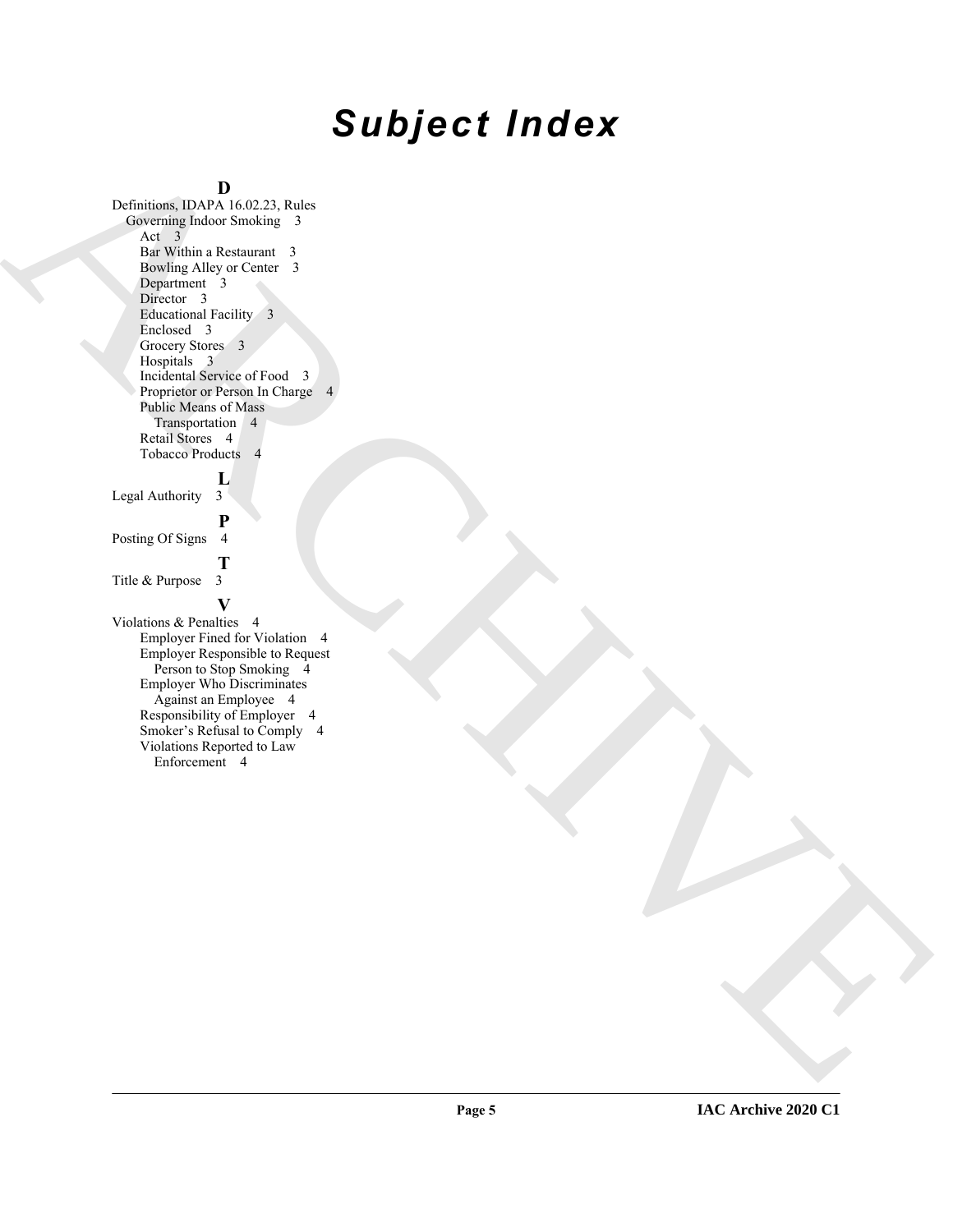# *Subject Index*

**D**

Definitions, IDAPA 16.02.23, Rules Governing Indoor Smoking 3
- Act 3
- Bar Within a Restaurant 3
- Bowling Alley or Center 3
- Department 3
- Director 3
- Educational Facility 3
- Enclosed 3
- Grocery Stores 3
- Hospitals 3
- Incidental Service of Food 3
- Proprietor or Person In Charge 4
- Public Means of Mass Transportation 4
- Retail Stores 4
- Tobacco Products 4

**L**

Legal Authority 3

**P**

Posting Of Signs 4

**T**

Title & Purpose 3

**V**

Violations & Penalties 4
- Employer Fined for Violation 4
- Employer Responsible to Request Person to Stop Smoking 4
- Employer Who Discriminates Against an Employee 4
- Responsibility of Employer 4
- Smoker's Refusal to Comply 4
- Violations Reported to Law Enforcement 4